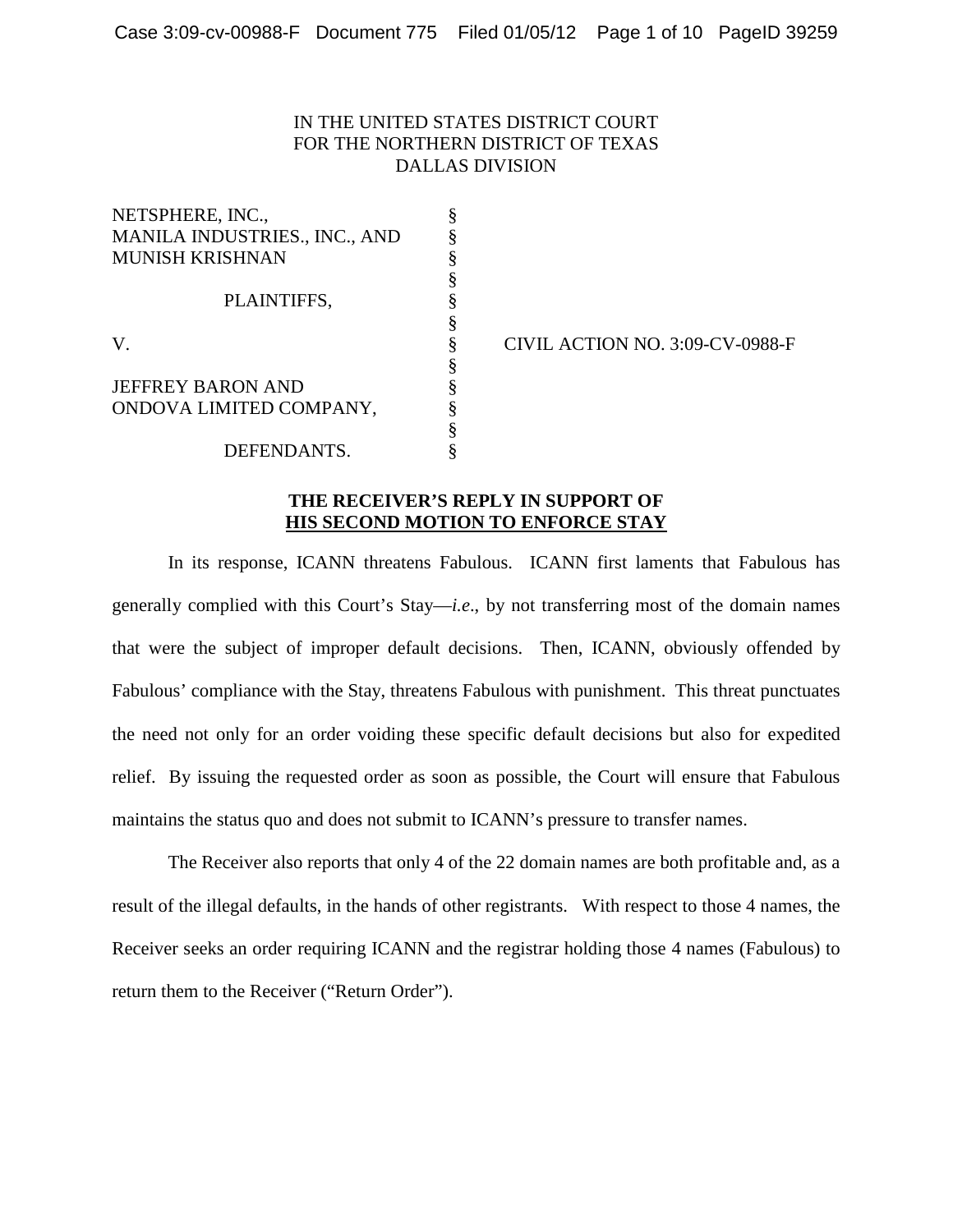IN THE UNITED STATES DISTRICT COURT
FOR THE NORTHERN DISTRICT OF TEXAS
DALLAS DIVISION

| | | |
|---|---|---|
| NETSPHERE, INC., MANILA INDUSTRIES., INC., AND MUNISH KRISHNAN | § | |
| PLAINTIFFS, | § | |
| V. | § | CIVIL ACTION NO. 3:09-CV-0988-F |
| JEFFREY BARON AND ONDOVA LIMITED COMPANY, | § | |
| DEFENDANTS. | § | |

**THE RECEIVER'S REPLY IN SUPPORT OF**
**<u>HIS SECOND MOTION TO ENFORCE STAY</u>**

In its response, ICANN threatens Fabulous. ICANN first laments that Fabulous has generally complied with this Court's Stay—*i.e*., by not transferring most of the domain names that were the subject of improper default decisions. Then, ICANN, obviously offended by Fabulous' compliance with the Stay, threatens Fabulous with punishment. This threat punctuates the need not only for an order voiding these specific default decisions but also for expedited relief. By issuing the requested order as soon as possible, the Court will ensure that Fabulous maintains the status quo and does not submit to ICANN's pressure to transfer names.

The Receiver also reports that only 4 of the 22 domain names are both profitable and, as a result of the illegal defaults, in the hands of other registrants. With respect to those 4 names, the Receiver seeks an order requiring ICANN and the registrar holding those 4 names (Fabulous) to return them to the Receiver ("Return Order").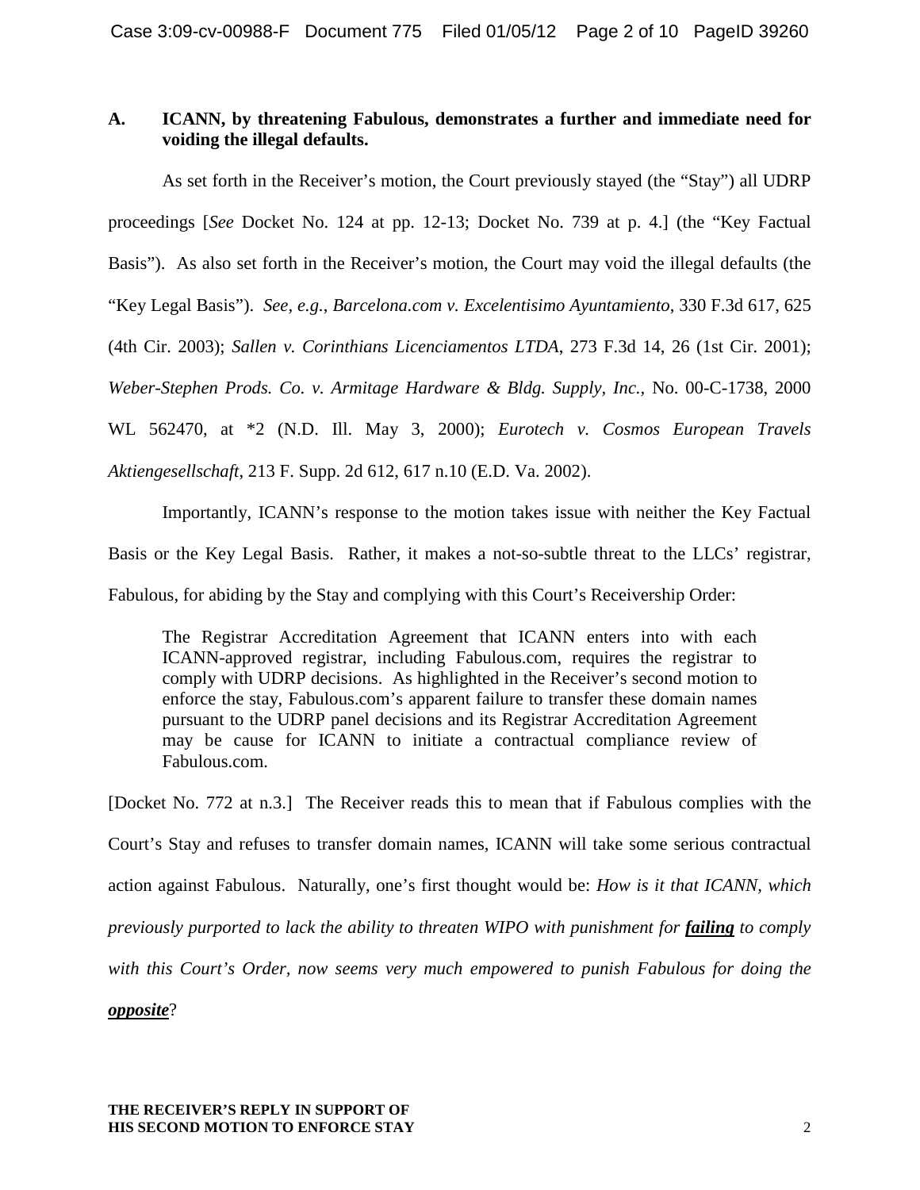### A. ICANN, by threatening Fabulous, demonstrates a further and immediate need for voiding the illegal defaults.

As set forth in the Receiver's motion, the Court previously stayed (the "Stay") all UDRP proceedings [*See* Docket No. 124 at pp. 12-13; Docket No. 739 at p. 4.] (the "Key Factual Basis"). As also set forth in the Receiver's motion, the Court may void the illegal defaults (the "Key Legal Basis"). *See, e.g.*, *Barcelona.com v. Excelentisimo Ayuntamiento*, 330 F.3d 617, 625 (4th Cir. 2003); *Sallen v. Corinthians Licenciamentos LTDA*, 273 F.3d 14, 26 (1st Cir. 2001); *Weber-Stephen Prods. Co. v. Armitage Hardware & Bldg. Supply, Inc.*, No. 00-C-1738, 2000 WL 562470, at *2 (N.D. Ill. May 3, 2000); *Eurotech v. Cosmos European Travels Aktiengesellschaft*, 213 F. Supp. 2d 612, 617 n.10 (E.D. Va. 2002).

Importantly, ICANN's response to the motion takes issue with neither the Key Factual Basis or the Key Legal Basis. Rather, it makes a not-so-subtle threat to the LLCs' registrar, Fabulous, for abiding by the Stay and complying with this Court's Receivership Order:

> The Registrar Accreditation Agreement that ICANN enters into with each ICANN-approved registrar, including Fabulous.com, requires the registrar to comply with UDRP decisions. As highlighted in the Receiver's second motion to enforce the stay, Fabulous.com's apparent failure to transfer these domain names pursuant to the UDRP panel decisions and its Registrar Accreditation Agreement may be cause for ICANN to initiate a contractual compliance review of Fabulous.com.

[Docket No. 772 at n.3.] The Receiver reads this to mean that if Fabulous complies with the Court's Stay and refuses to transfer domain names, ICANN will take some serious contractual action against Fabulous. Naturally, one's first thought would be: *How is it that ICANN, which previously purported to lack the ability to threaten WIPO with punishment for* ***<u>failing</u>*** *to comply with this Court's Order, now seems very much empowered to punish Fabulous for doing the* ***<u>opposite</u>***?

**THE RECEIVER'S REPLY IN SUPPORT OF HIS SECOND MOTION TO ENFORCE STAY**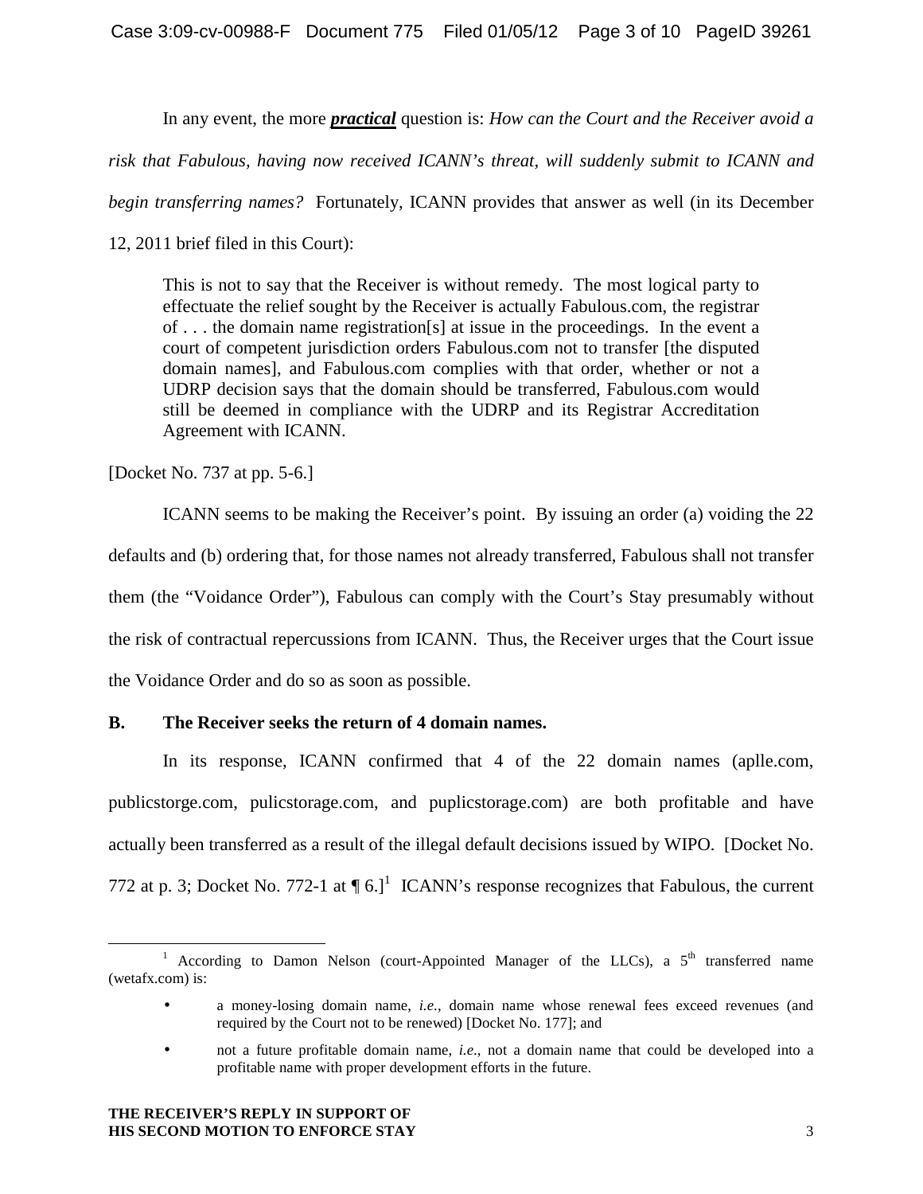In any event, the more ***practical*** question is: *How can the Court and the Receiver avoid a risk that Fabulous, having now received ICANN's threat, will suddenly submit to ICANN and begin transferring names?* Fortunately, ICANN provides that answer as well (in its December 12, 2011 brief filed in this Court):

> This is not to say that the Receiver is without remedy. The most logical party to effectuate the relief sought by the Receiver is actually Fabulous.com, the registrar of . . . the domain name registration[s] at issue in the proceedings. In the event a court of competent jurisdiction orders Fabulous.com not to transfer [the disputed domain names], and Fabulous.com complies with that order, whether or not a UDRP decision says that the domain should be transferred, Fabulous.com would still be deemed in compliance with the UDRP and its Registrar Accreditation Agreement with ICANN.

[Docket No. 737 at pp. 5-6.]

ICANN seems to be making the Receiver's point. By issuing an order (a) voiding the 22 defaults and (b) ordering that, for those names not already transferred, Fabulous shall not transfer them (the "Voidance Order"), Fabulous can comply with the Court's Stay presumably without the risk of contractual repercussions from ICANN. Thus, the Receiver urges that the Court issue the Voidance Order and do so as soon as possible.

### B. The Receiver seeks the return of 4 domain names.

In its response, ICANN confirmed that 4 of the 22 domain names (aplle.com, publicstorge.com, pulicstorage.com, and puplicstorage.com) are both profitable and have actually been transferred as a result of the illegal default decisions issued by WIPO. [Docket No. 772 at p. 3; Docket No. 772-1 at ¶ 6.][1] ICANN's response recognizes that Fabulous, the current

---

[1] According to Damon Nelson (court-Appointed Manager of the LLCs), a 5th transferred name (wetafx.com) is:

- a money-losing domain name, *i.e*., domain name whose renewal fees exceed revenues (and required by the Court not to be renewed) [Docket No. 177]; and
- not a future profitable domain name, *i.e*., not a domain name that could be developed into a profitable name with proper development efforts in the future.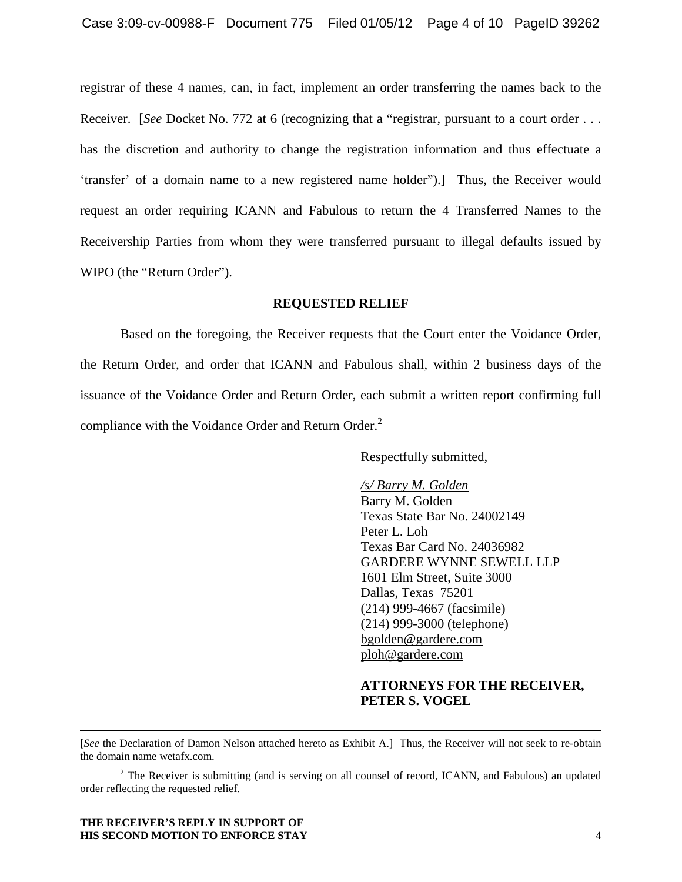registrar of these 4 names, can, in fact, implement an order transferring the names back to the Receiver. [*See* Docket No. 772 at 6 (recognizing that a "registrar, pursuant to a court order . . . has the discretion and authority to change the registration information and thus effectuate a 'transfer' of a domain name to a new registered name holder").] Thus, the Receiver would request an order requiring ICANN and Fabulous to return the 4 Transferred Names to the Receivership Parties from whom they were transferred pursuant to illegal defaults issued by WIPO (the "Return Order").

**REQUESTED RELIEF**

Based on the foregoing, the Receiver requests that the Court enter the Voidance Order, the Return Order, and order that ICANN and Fabulous shall, within 2 business days of the issuance of the Voidance Order and Return Order, each submit a written report confirming full compliance with the Voidance Order and Return Order.[2]

Respectfully submitted,

*/s/ Barry M. Golden*
Barry M. Golden
Texas State Bar No. 24002149
Peter L. Loh
Texas Bar Card No. 24036982
GARDERE WYNNE SEWELL LLP
1601 Elm Street, Suite 3000
Dallas, Texas 75201
(214) 999-4667 (facsimile)
(214) 999-3000 (telephone)
bgolden@gardere.com
ploh@gardere.com

**ATTORNEYS FOR THE RECEIVER, PETER S. VOGEL**

---

[*See* the Declaration of Damon Nelson attached hereto as Exhibit A.] Thus, the Receiver will not seek to re-obtain the domain name wetafx.com.

[2] The Receiver is submitting (and is serving on all counsel of record, ICANN, and Fabulous) an updated order reflecting the requested relief.

**THE RECEIVER'S REPLY IN SUPPORT OF HIS SECOND MOTION TO ENFORCE STAY**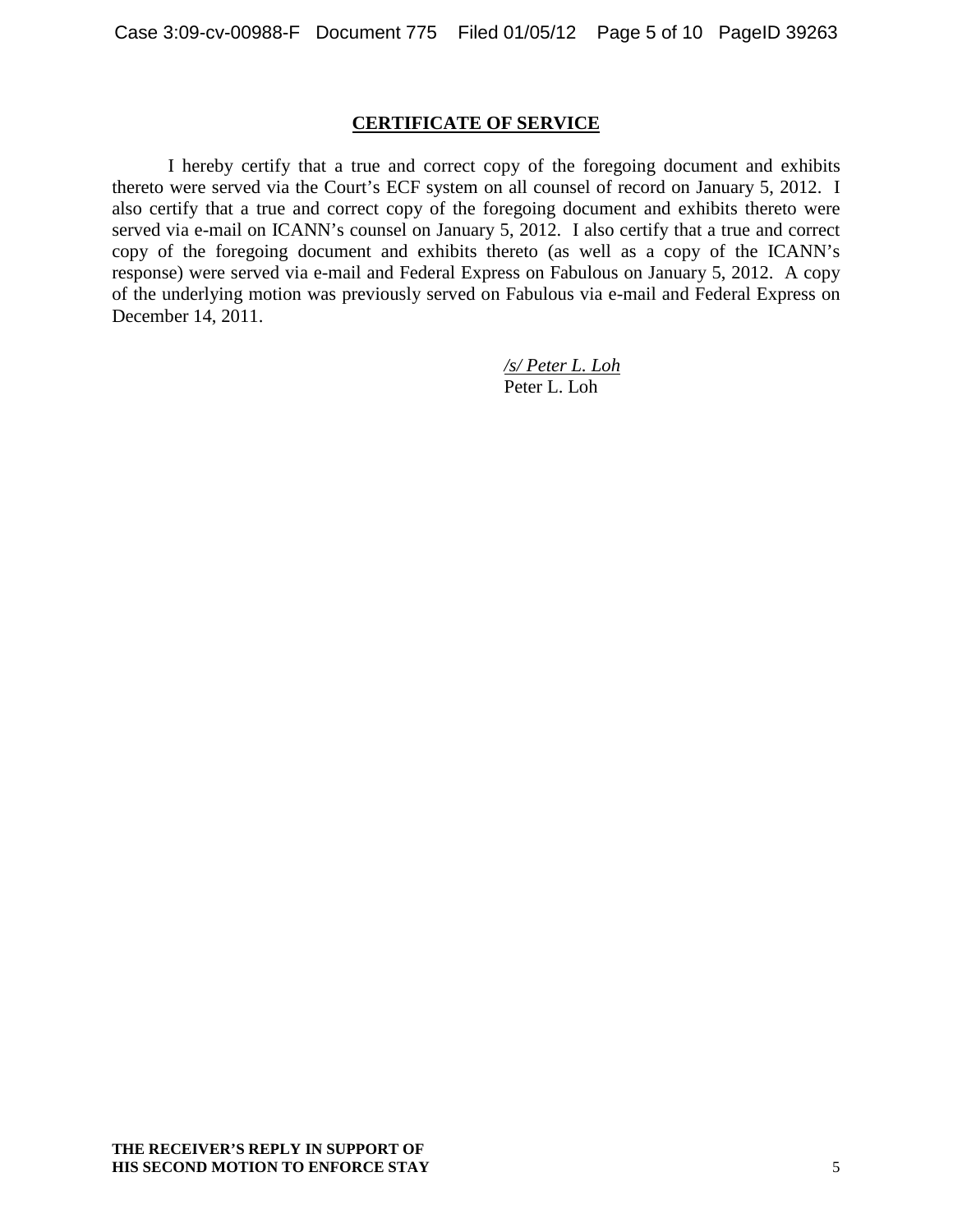**CERTIFICATE OF SERVICE**

I hereby certify that a true and correct copy of the foregoing document and exhibits thereto were served via the Court's ECF system on all counsel of record on January 5, 2012. I also certify that a true and correct copy of the foregoing document and exhibits thereto were served via e-mail on ICANN's counsel on January 5, 2012. I also certify that a true and correct copy of the foregoing document and exhibits thereto (as well as a copy of the ICANN's response) were served via e-mail and Federal Express on Fabulous on January 5, 2012. A copy of the underlying motion was previously served on Fabulous via e-mail and Federal Express on December 14, 2011.

*/s/ Peter L. Loh*
Peter L. Loh

**THE RECEIVER'S REPLY IN SUPPORT OF HIS SECOND MOTION TO ENFORCE STAY**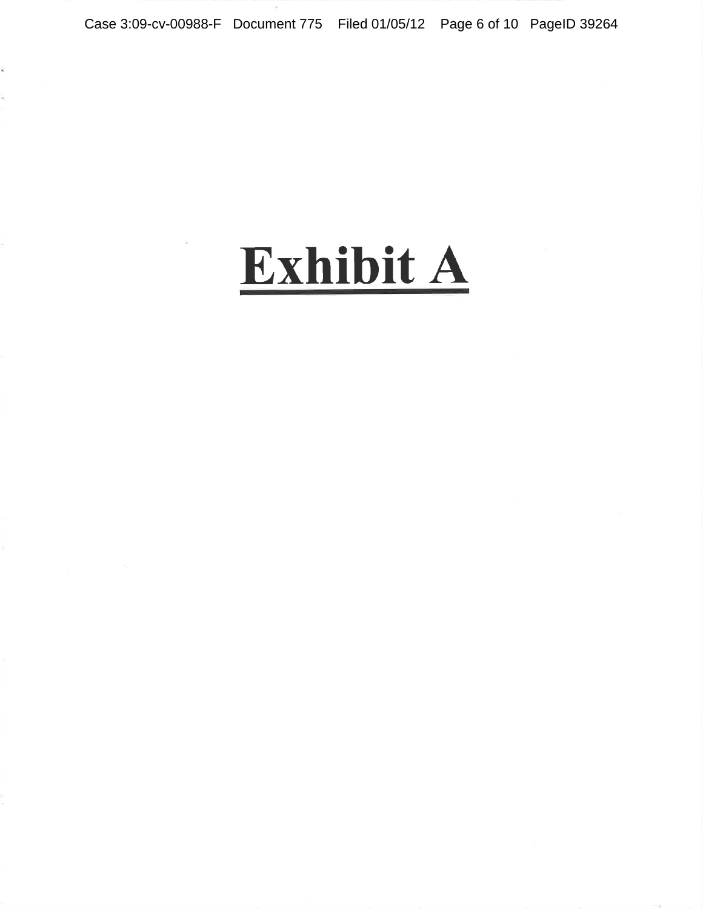# Exhibit A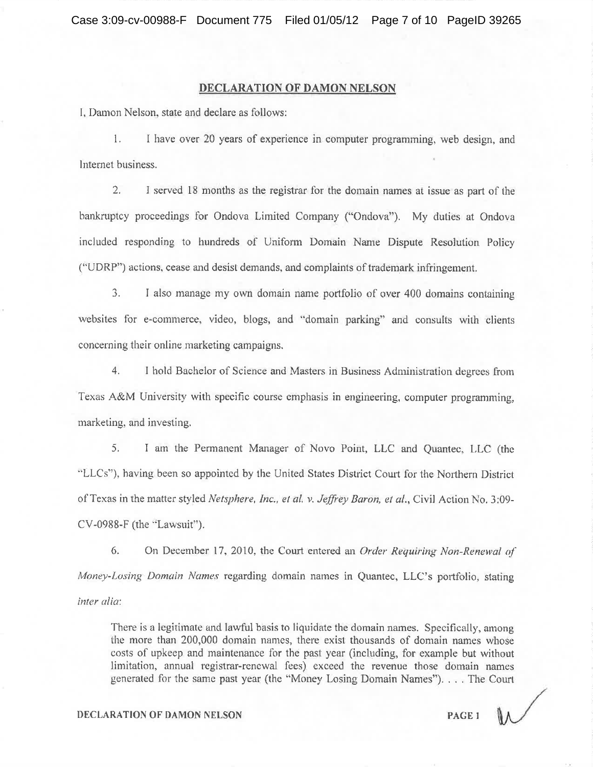## DECLARATION OF DAMON NELSON

I, Damon Nelson, state and declare as follows:

1. I have over 20 years of experience in computer programming, web design, and Internet business.

2. I served 18 months as the registrar for the domain names at issue as part of the bankruptcy proceedings for Ondova Limited Company ("Ondova"). My duties at Ondova included responding to hundreds of Uniform Domain Name Dispute Resolution Policy ("UDRP") actions, cease and desist demands, and complaints of trademark infringement.

3. I also manage my own domain name portfolio of over 400 domains containing websites for e-commerce, video, blogs, and "domain parking" and consults with clients concerning their online marketing campaigns.

4. I hold Bachelor of Science and Masters in Business Administration degrees from Texas A&M University with specific course emphasis in engineering, computer programming, marketing, and investing.

5. I am the Permanent Manager of Novo Point, LLC and Quantec, LLC (the "LLCs"), having been so appointed by the United States District Court for the Northern District of Texas in the matter styled *Netsphere, Inc., et al. v. Jeffrey Baron, et al.*, Civil Action No. 3:09-CV-0988-F (the "Lawsuit").

6. On December 17, 2010, the Court entered an *Order Requiring Non-Renewal of Money-Losing Domain Names* regarding domain names in Quantec, LLC's portfolio, stating *inter alia*:

> There is a legitimate and lawful basis to liquidate the domain names. Specifically, among the more than 200,000 domain names, there exist thousands of domain names whose costs of upkeep and maintenance for the past year (including, for example but without limitation, annual registrar-renewal fees) exceed the revenue those domain names generated for the same past year (the "Money Losing Domain Names"). . . . The Court

DECLARATION OF DAMON NELSON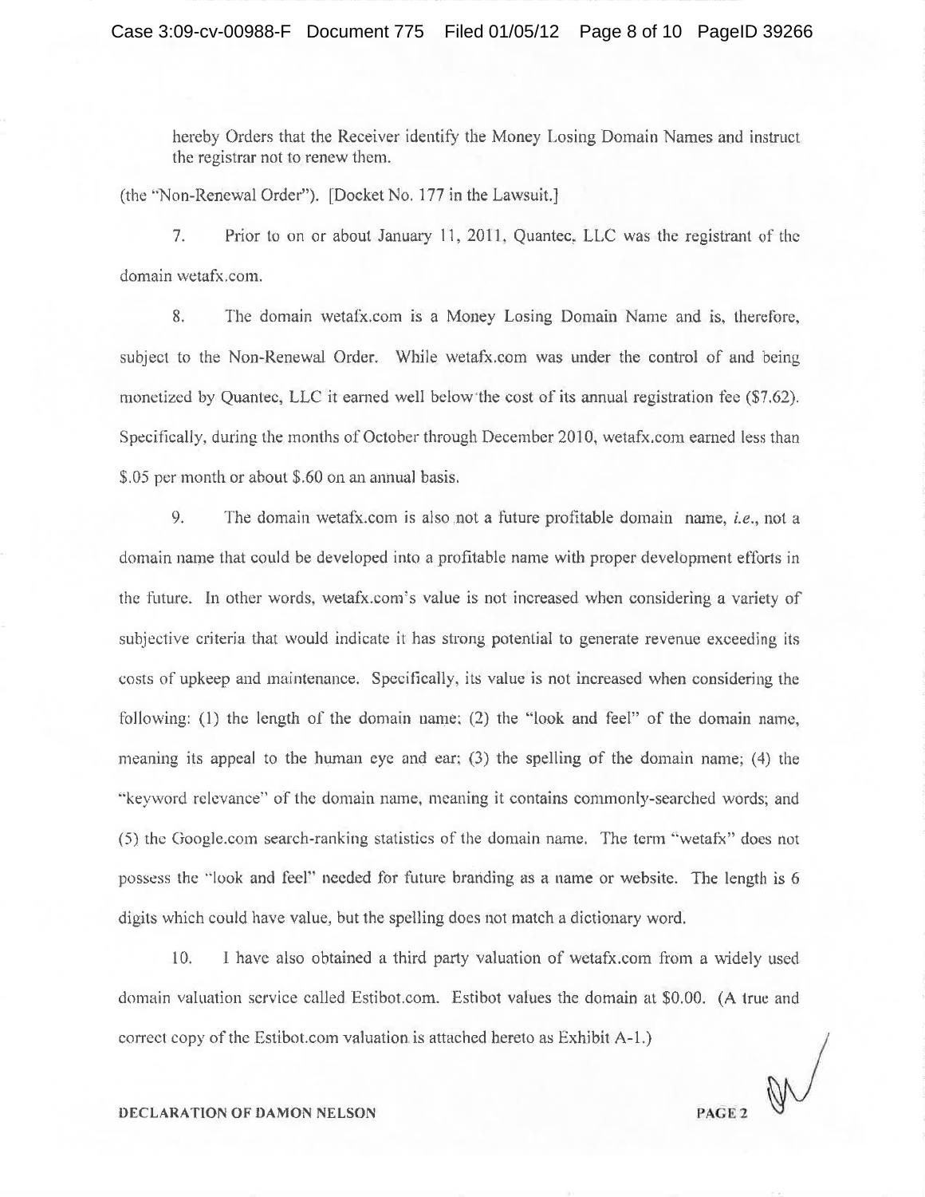hereby Orders that the Receiver identify the Money Losing Domain Names and instruct the registrar not to renew them.

(the "Non-Renewal Order"). [Docket No. 177 in the Lawsuit.]

7. Prior to on or about January 11, 2011, Quantec, LLC was the registrant of the domain wetafx.com.

8. The domain wetafx.com is a Money Losing Domain Name and is, therefore, subject to the Non-Renewal Order. While wetafx.com was under the control of and being monetized by Quantec, LLC it earned well below the cost of its annual registration fee ($7.62). Specifically, during the months of October through December 2010, wetafx.com earned less than $.05 per month or about $.60 on an annual basis.

9. The domain wetafx.com is also not a future profitable domain name, *i.e.*, not a domain name that could be developed into a profitable name with proper development efforts in the future. In other words, wetafx.com's value is not increased when considering a variety of subjective criteria that would indicate it has strong potential to generate revenue exceeding its costs of upkeep and maintenance. Specifically, its value is not increased when considering the following: (1) the length of the domain name; (2) the "look and feel" of the domain name, meaning its appeal to the human eye and ear; (3) the spelling of the domain name; (4) the "keyword relevance" of the domain name, meaning it contains commonly-searched words; and (5) the Google.com search-ranking statistics of the domain name. The term "wetafx" does not possess the "look and feel" needed for future branding as a name or website. The length is 6 digits which could have value, but the spelling does not match a dictionary word.

10. I have also obtained a third party valuation of wetafx.com from a widely used domain valuation service called Estibot.com. Estibot values the domain at $0.00. (A true and correct copy of the Estibot.com valuation is attached hereto as Exhibit A-1.)

**DECLARATION OF DAMON NELSON**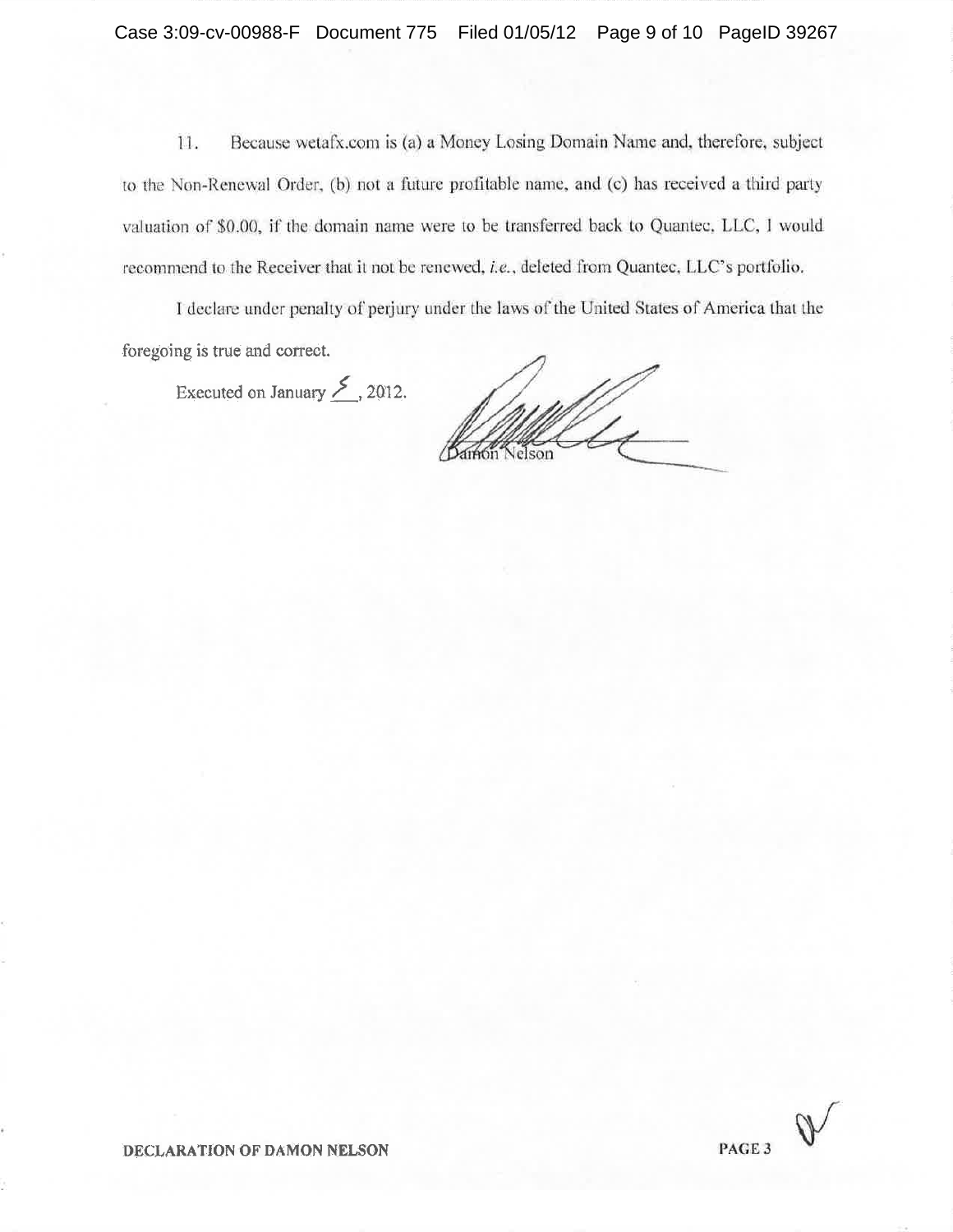11. Because wetafx.com is (a) a Money Losing Domain Name and, therefore, subject to the Non-Renewal Order, (b) not a future profitable name, and (c) has received a third party valuation of $0.00, if the domain name were to be transferred back to Quantec, LLC, I would recommend to the Receiver that it not be renewed, *i.e.*, deleted from Quantec, LLC's portfolio.

I declare under penalty of perjury under the laws of the United States of America that the foregoing is true and correct.

Executed on January 5, 2012.

Damon Nelson

DECLARATION OF DAMON NELSON PAGE 3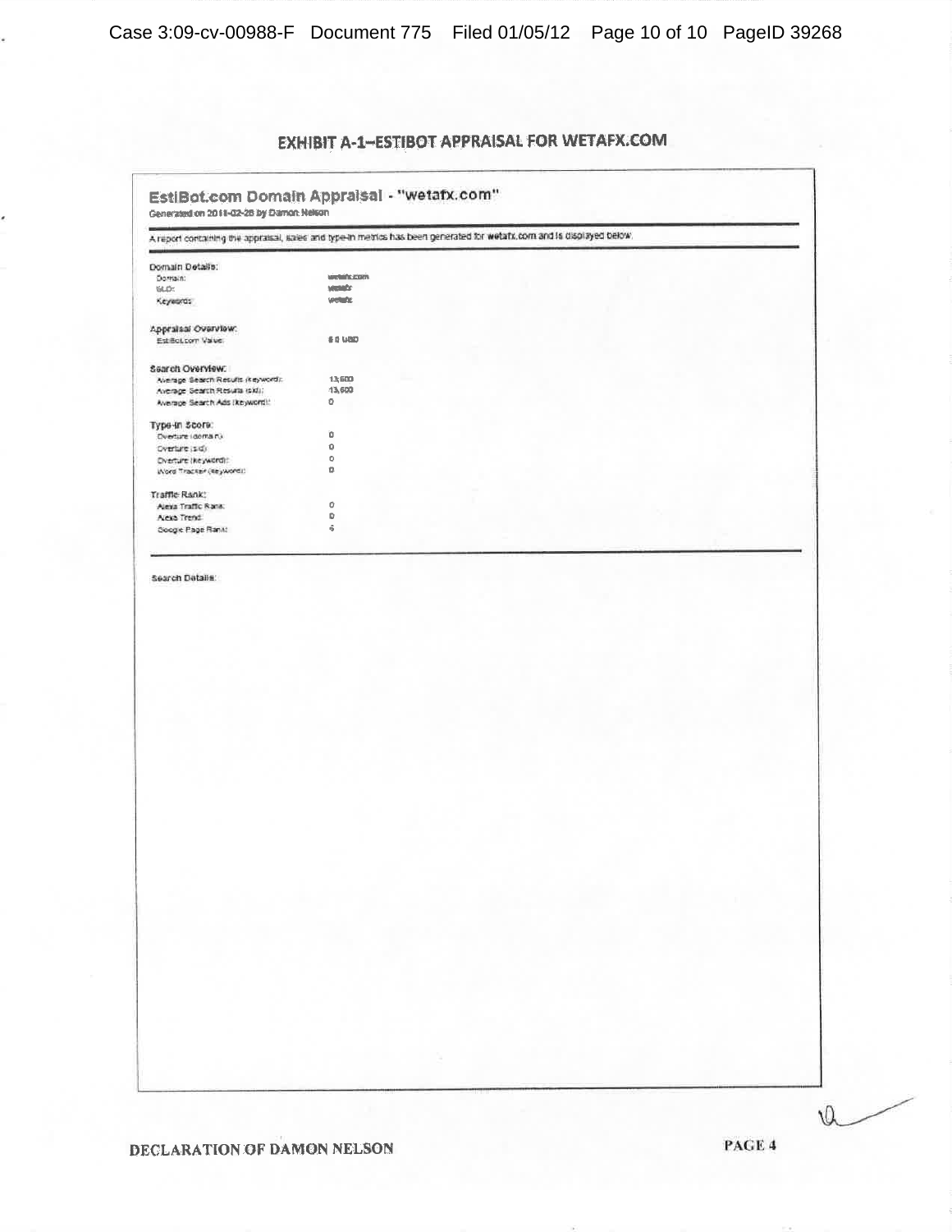## EXHIBIT A-1–ESTIBOT APPRAISAL FOR WETAFX.COM

### EstiBot.com Domain Appraisal - "wetafx.com"

Generated on 2011-02-28 by Damon Nelson

A report containing the appraisal, sales and type-in metrics has been generated for wetafx.com and is displayed below.

**Domain Details:**

| | |
|---|---|
| Domain: | wetafx.com |
| SLD: | wetafx |
| Keywords: | wetafx |

**Appraisal Overview:**

| | |
|---|---|
| EstiBot.com Value: | $ 0 USD |

**Search Overview:**

| | |
|---|---|
| Average Search Results (keyword): | 13,600 |
| Average Search Results (sld): | 13,600 |
| Average Search Ads (keyword): | 0 |

**Type-in Score:**

| | |
|---|---|
| Overture (domain): | 0 |
| Overture (sld): | 0 |
| Overture (keyword): | 0 |
| Word Tracker (keyword): | 0 |

**Traffic Rank:**

| | |
|---|---|
| Alexa Traffic Rank: | 0 |
| Alexa Trend: | 0 |
| Google Page Rank: | 5 |

Search Details:

DECLARATION OF DAMON NELSON